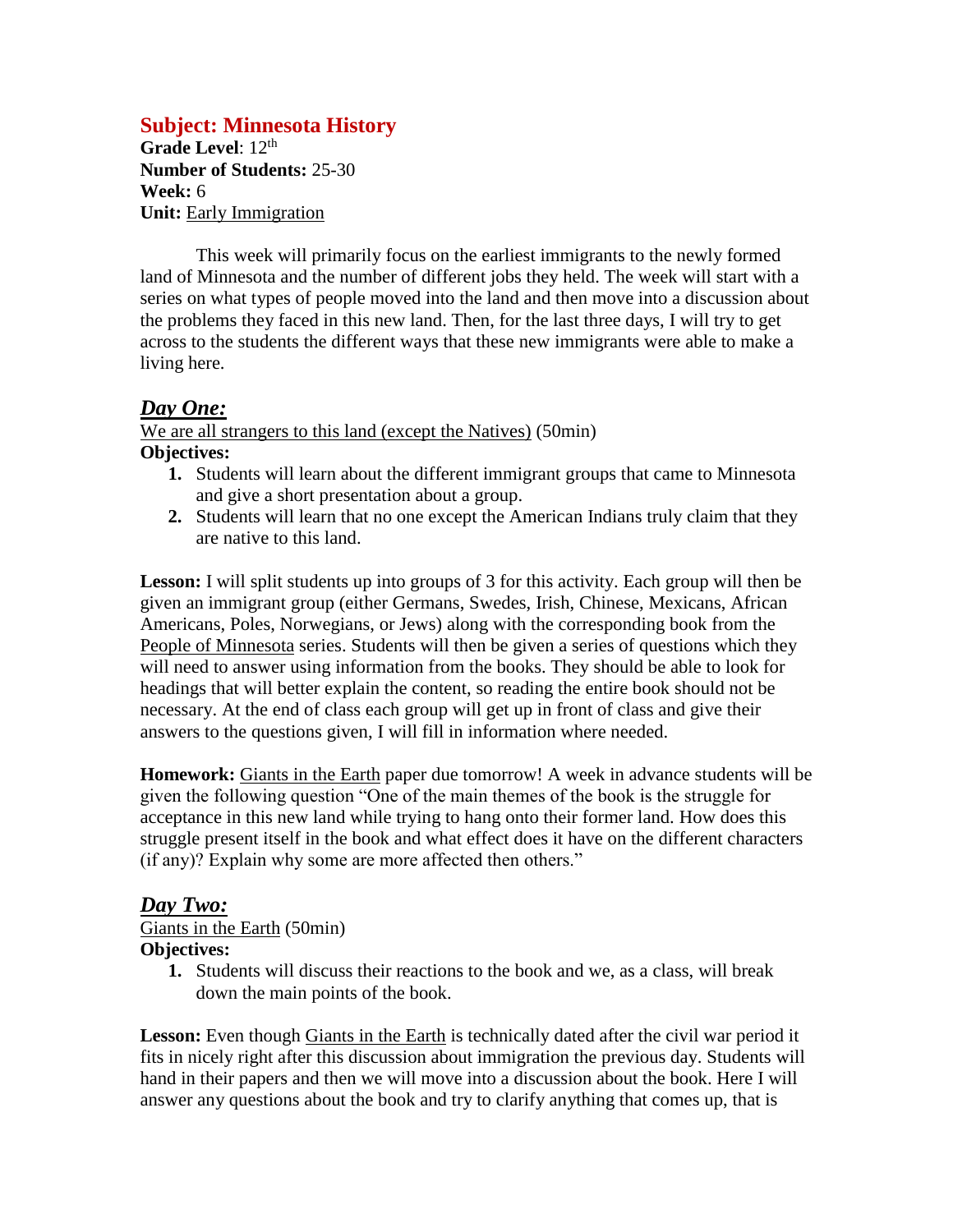## Subject: Minnesota History

**Grade Level**: 12th
**Number of Students:** 25-30
**Week:** 6
**Unit:** Early Immigration

This week will primarily focus on the earliest immigrants to the newly formed land of Minnesota and the number of different jobs they held. The week will start with a series on what types of people moved into the land and then move into a discussion about the problems they faced in this new land. Then, for the last three days, I will try to get across to the students the different ways that these new immigrants were able to make a living here.

### *Day One:*

We are all strangers to this land (except the Natives) (50min)

**Objectives:**

1. Students will learn about the different immigrant groups that came to Minnesota and give a short presentation about a group.
2. Students will learn that no one except the American Indians truly claim that they are native to this land.

**Lesson:** I will split students up into groups of 3 for this activity. Each group will then be given an immigrant group (either Germans, Swedes, Irish, Chinese, Mexicans, African Americans, Poles, Norwegians, or Jews) along with the corresponding book from the People of Minnesota series. Students will then be given a series of questions which they will need to answer using information from the books. They should be able to look for headings that will better explain the content, so reading the entire book should not be necessary. At the end of class each group will get up in front of class and give their answers to the questions given, I will fill in information where needed.

**Homework:** Giants in the Earth paper due tomorrow! A week in advance students will be given the following question "One of the main themes of the book is the struggle for acceptance in this new land while trying to hang onto their former land. How does this struggle present itself in the book and what effect does it have on the different characters (if any)? Explain why some are more affected then others."

### *Day Two:*

Giants in the Earth (50min)

**Objectives:**

1. Students will discuss their reactions to the book and we, as a class, will break down the main points of the book.

**Lesson:** Even though Giants in the Earth is technically dated after the civil war period it fits in nicely right after this discussion about immigration the previous day. Students will hand in their papers and then we will move into a discussion about the book. Here I will answer any questions about the book and try to clarify anything that comes up, that is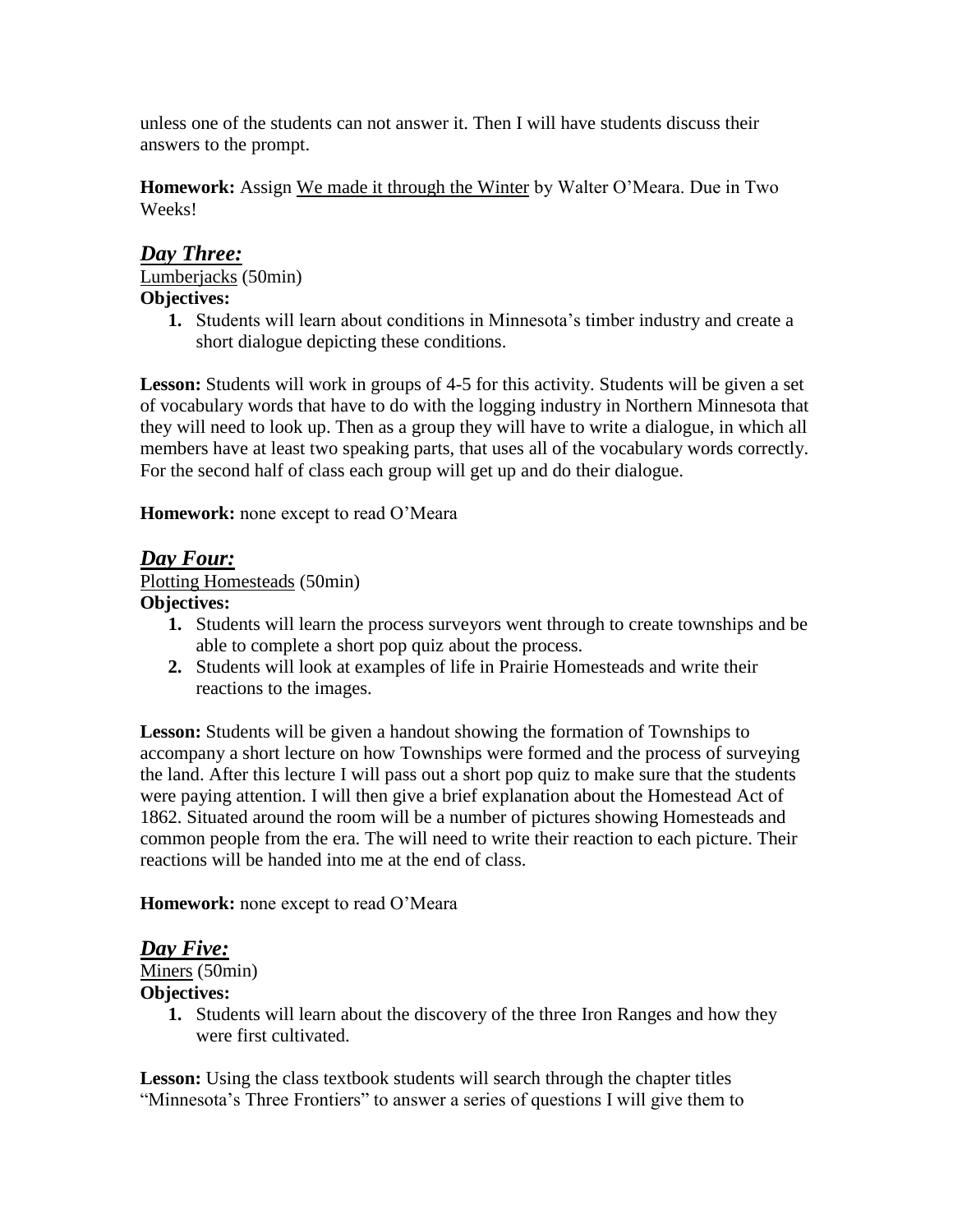unless one of the students can not answer it. Then I will have students discuss their answers to the prompt.

**Homework:** Assign We made it through the Winter by Walter O'Meara. Due in Two Weeks!

## *Day Three:*

Lumberjacks (50min)

**Objectives:**

1. Students will learn about conditions in Minnesota's timber industry and create a short dialogue depicting these conditions.

**Lesson:** Students will work in groups of 4-5 for this activity. Students will be given a set of vocabulary words that have to do with the logging industry in Northern Minnesota that they will need to look up. Then as a group they will have to write a dialogue, in which all members have at least two speaking parts, that uses all of the vocabulary words correctly. For the second half of class each group will get up and do their dialogue.

**Homework:** none except to read O'Meara

## *Day Four:*

Plotting Homesteads (50min)

**Objectives:**

1. Students will learn the process surveyors went through to create townships and be able to complete a short pop quiz about the process.
2. Students will look at examples of life in Prairie Homesteads and write their reactions to the images.

**Lesson:** Students will be given a handout showing the formation of Townships to accompany a short lecture on how Townships were formed and the process of surveying the land. After this lecture I will pass out a short pop quiz to make sure that the students were paying attention. I will then give a brief explanation about the Homestead Act of 1862. Situated around the room will be a number of pictures showing Homesteads and common people from the era. The will need to write their reaction to each picture. Their reactions will be handed into me at the end of class.

**Homework:** none except to read O'Meara

## *Day Five:*

Miners (50min)

**Objectives:**

1. Students will learn about the discovery of the three Iron Ranges and how they were first cultivated.

**Lesson:** Using the class textbook students will search through the chapter titles "Minnesota's Three Frontiers" to answer a series of questions I will give them to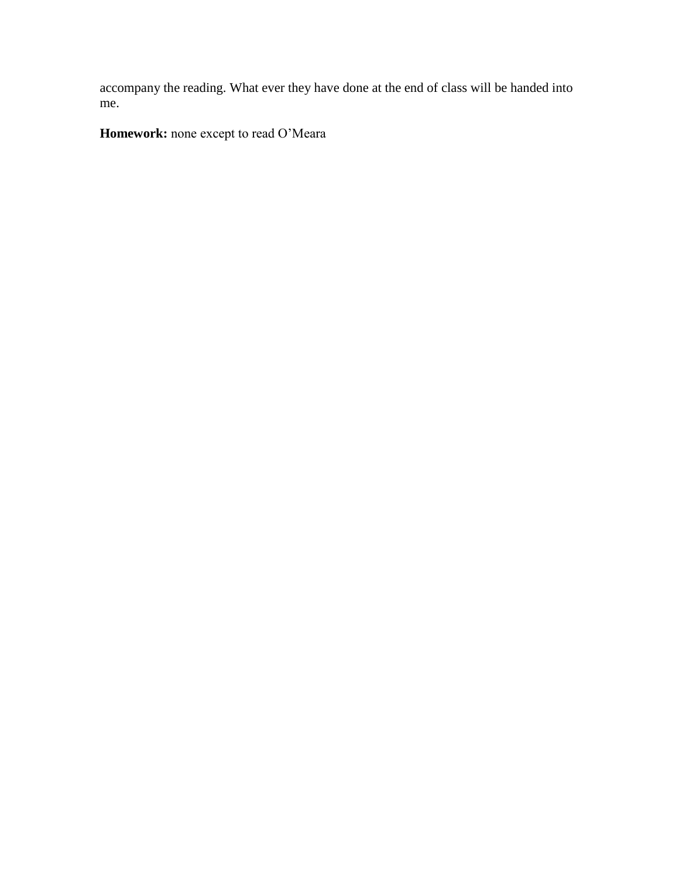accompany the reading. What ever they have done at the end of class will be handed into me.

**Homework:** none except to read O'Meara